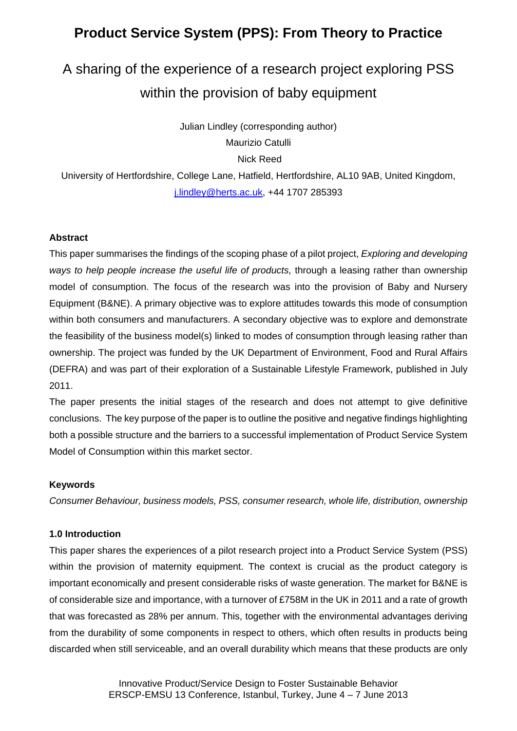# Product Service System (PPS): From Theory to Practice

## A sharing of the experience of a research project exploring PSS within the provision of baby equipment

Julian Lindley (corresponding author)

Maurizio Catulli

Nick Reed

University of Hertfordshire, College Lane, Hatfield, Hertfordshire, AL10 9AB, United Kingdom, j.lindley@herts.ac.uk, +44 1707 285393

### Abstract

This paper summarises the findings of the scoping phase of a pilot project, *Exploring and developing ways to help people increase the useful life of products,* through a leasing rather than ownership model of consumption. The focus of the research was into the provision of Baby and Nursery Equipment (B&NE). A primary objective was to explore attitudes towards this mode of consumption within both consumers and manufacturers. A secondary objective was to explore and demonstrate the feasibility of the business model(s) linked to modes of consumption through leasing rather than ownership. The project was funded by the UK Department of Environment, Food and Rural Affairs (DEFRA) and was part of their exploration of a Sustainable Lifestyle Framework, published in July 2011.

The paper presents the initial stages of the research and does not attempt to give definitive conclusions. The key purpose of the paper is to outline the positive and negative findings highlighting both a possible structure and the barriers to a successful implementation of Product Service System Model of Consumption within this market sector.

### Keywords

*Consumer Behaviour, business models, PSS, consumer research, whole life, distribution, ownership*

### 1.0 Introduction

This paper shares the experiences of a pilot research project into a Product Service System (PSS) within the provision of maternity equipment. The context is crucial as the product category is important economically and present considerable risks of waste generation. The market for B&NE is of considerable size and importance, with a turnover of £758M in the UK in 2011 and a rate of growth that was forecasted as 28% per annum. This, together with the environmental advantages deriving from the durability of some components in respect to others, which often results in products being discarded when still serviceable, and an overall durability which means that these products are only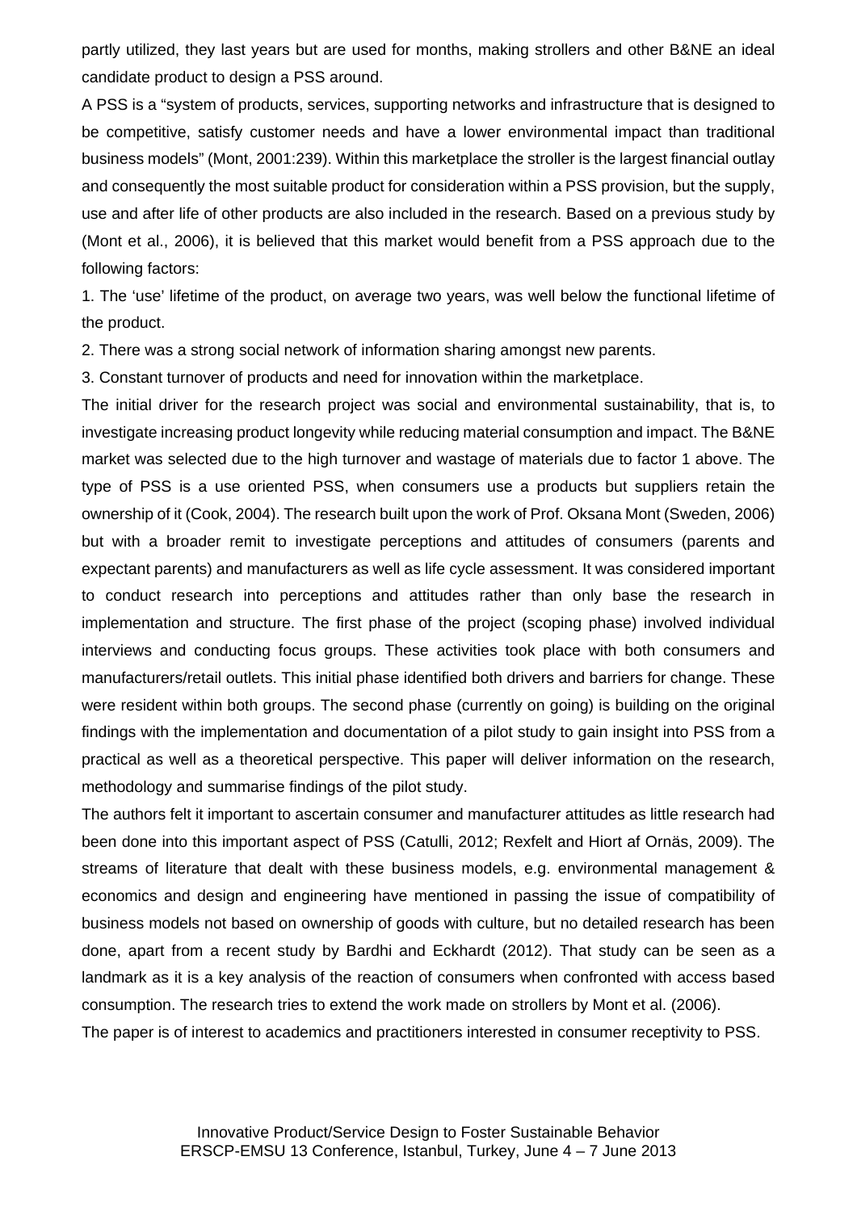partly utilized, they last years but are used for months, making strollers and other B&NE an ideal candidate product to design a PSS around.

A PSS is a "system of products, services, supporting networks and infrastructure that is designed to be competitive, satisfy customer needs and have a lower environmental impact than traditional business models" (Mont, 2001:239). Within this marketplace the stroller is the largest financial outlay and consequently the most suitable product for consideration within a PSS provision, but the supply, use and after life of other products are also included in the research. Based on a previous study by (Mont et al., 2006), it is believed that this market would benefit from a PSS approach due to the following factors:

1. The 'use' lifetime of the product, on average two years, was well below the functional lifetime of the product.
2. There was a strong social network of information sharing amongst new parents.
3. Constant turnover of products and need for innovation within the marketplace.

The initial driver for the research project was social and environmental sustainability, that is, to investigate increasing product longevity while reducing material consumption and impact. The B&NE market was selected due to the high turnover and wastage of materials due to factor 1 above. The type of PSS is a use oriented PSS, when consumers use a products but suppliers retain the ownership of it (Cook, 2004). The research built upon the work of Prof. Oksana Mont (Sweden, 2006) but with a broader remit to investigate perceptions and attitudes of consumers (parents and expectant parents) and manufacturers as well as life cycle assessment. It was considered important to conduct research into perceptions and attitudes rather than only base the research in implementation and structure. The first phase of the project (scoping phase) involved individual interviews and conducting focus groups. These activities took place with both consumers and manufacturers/retail outlets. This initial phase identified both drivers and barriers for change. These were resident within both groups. The second phase (currently on going) is building on the original findings with the implementation and documentation of a pilot study to gain insight into PSS from a practical as well as a theoretical perspective. This paper will deliver information on the research, methodology and summarise findings of the pilot study.

The authors felt it important to ascertain consumer and manufacturer attitudes as little research had been done into this important aspect of PSS (Catulli, 2012; Rexfelt and Hiort af Ornäs, 2009). The streams of literature that dealt with these business models, e.g. environmental management & economics and design and engineering have mentioned in passing the issue of compatibility of business models not based on ownership of goods with culture, but no detailed research has been done, apart from a recent study by Bardhi and Eckhardt (2012). That study can be seen as a landmark as it is a key analysis of the reaction of consumers when confronted with access based consumption. The research tries to extend the work made on strollers by Mont et al. (2006).

The paper is of interest to academics and practitioners interested in consumer receptivity to PSS.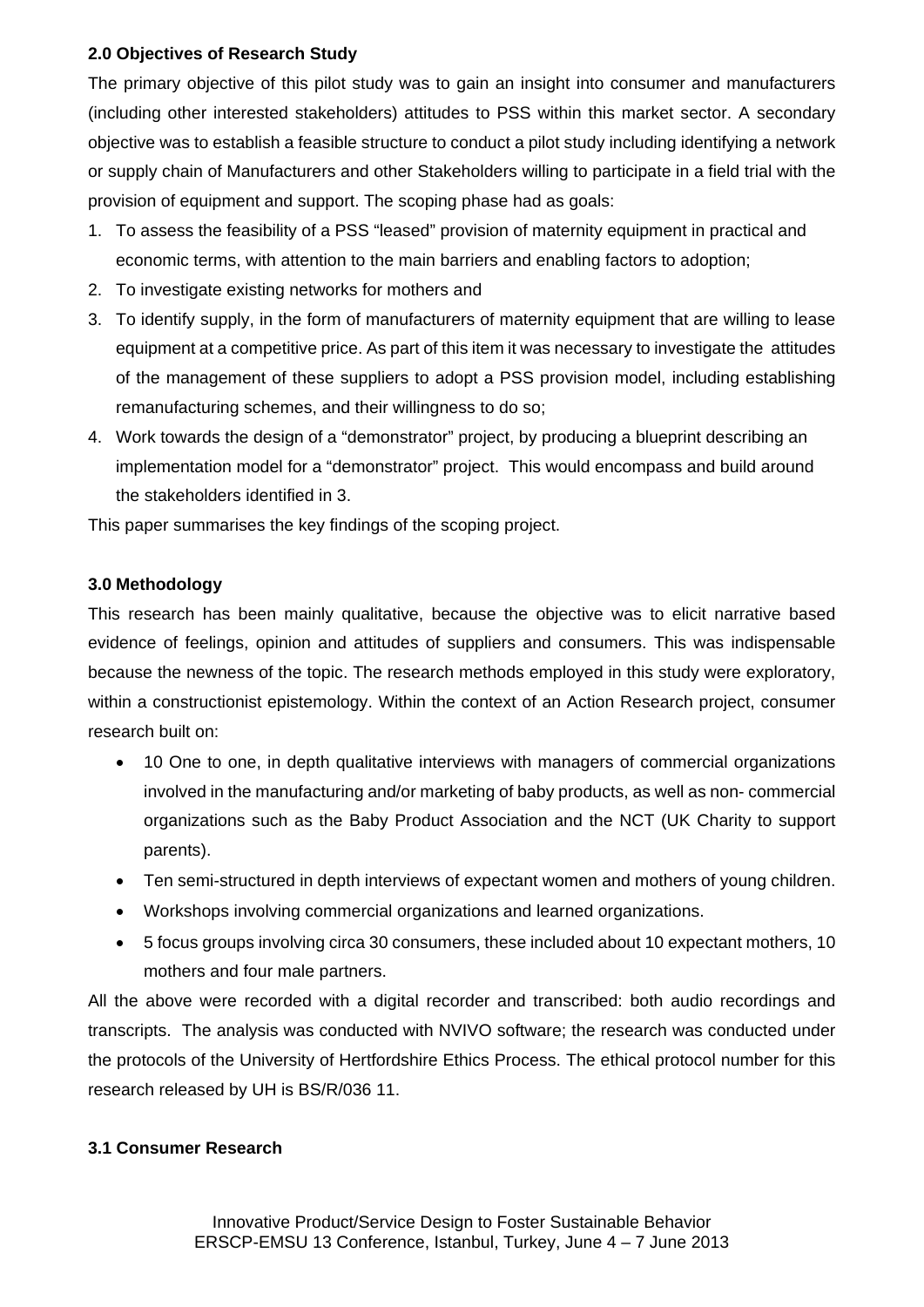### 2.0 Objectives of Research Study

The primary objective of this pilot study was to gain an insight into consumer and manufacturers (including other interested stakeholders) attitudes to PSS within this market sector. A secondary objective was to establish a feasible structure to conduct a pilot study including identifying a network or supply chain of Manufacturers and other Stakeholders willing to participate in a field trial with the provision of equipment and support. The scoping phase had as goals:

1. To assess the feasibility of a PSS "leased" provision of maternity equipment in practical and economic terms, with attention to the main barriers and enabling factors to adoption;
2. To investigate existing networks for mothers and
3. To identify supply, in the form of manufacturers of maternity equipment that are willing to lease equipment at a competitive price. As part of this item it was necessary to investigate the attitudes of the management of these suppliers to adopt a PSS provision model, including establishing remanufacturing schemes, and their willingness to do so;
4. Work towards the design of a "demonstrator" project, by producing a blueprint describing an implementation model for a "demonstrator" project. This would encompass and build around the stakeholders identified in 3.

This paper summarises the key findings of the scoping project.

### 3.0 Methodology

This research has been mainly qualitative, because the objective was to elicit narrative based evidence of feelings, opinion and attitudes of suppliers and consumers. This was indispensable because the newness of the topic. The research methods employed in this study were exploratory, within a constructionist epistemology. Within the context of an Action Research project, consumer research built on:

- 10 One to one, in depth qualitative interviews with managers of commercial organizations involved in the manufacturing and/or marketing of baby products, as well as non- commercial organizations such as the Baby Product Association and the NCT (UK Charity to support parents).
- Ten semi-structured in depth interviews of expectant women and mothers of young children.
- Workshops involving commercial organizations and learned organizations.
- 5 focus groups involving circa 30 consumers, these included about 10 expectant mothers, 10 mothers and four male partners.

All the above were recorded with a digital recorder and transcribed: both audio recordings and transcripts. The analysis was conducted with NVIVO software; the research was conducted under the protocols of the University of Hertfordshire Ethics Process. The ethical protocol number for this research released by UH is BS/R/036 11.

### 3.1 Consumer Research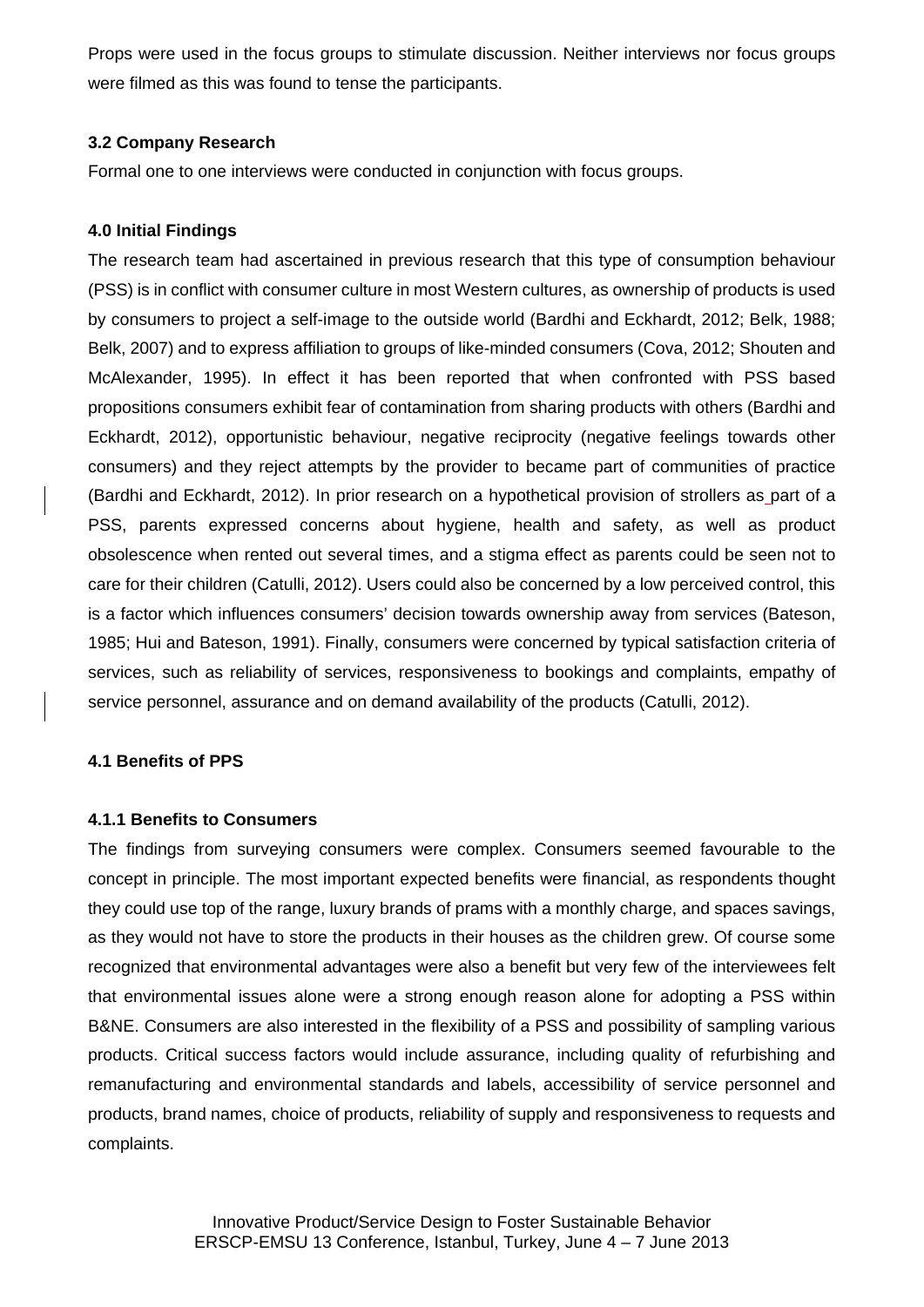Props were used in the focus groups to stimulate discussion. Neither interviews nor focus groups were filmed as this was found to tense the participants.

### 3.2 Company Research

Formal one to one interviews were conducted in conjunction with focus groups.

## 4.0 Initial Findings

The research team had ascertained in previous research that this type of consumption behaviour (PSS) is in conflict with consumer culture in most Western cultures, as ownership of products is used by consumers to project a self-image to the outside world (Bardhi and Eckhardt, 2012; Belk, 1988; Belk, 2007) and to express affiliation to groups of like-minded consumers (Cova, 2012; Shouten and McAlexander, 1995). In effect it has been reported that when confronted with PSS based propositions consumers exhibit fear of contamination from sharing products with others (Bardhi and Eckhardt, 2012), opportunistic behaviour, negative reciprocity (negative feelings towards other consumers) and they reject attempts by the provider to became part of communities of practice (Bardhi and Eckhardt, 2012). In prior research on a hypothetical provision of strollers as part of a PSS, parents expressed concerns about hygiene, health and safety, as well as product obsolescence when rented out several times, and a stigma effect as parents could be seen not to care for their children (Catulli, 2012). Users could also be concerned by a low perceived control, this is a factor which influences consumers' decision towards ownership away from services (Bateson, 1985; Hui and Bateson, 1991). Finally, consumers were concerned by typical satisfaction criteria of services, such as reliability of services, responsiveness to bookings and complaints, empathy of service personnel, assurance and on demand availability of the products (Catulli, 2012).

### 4.1 Benefits of PPS

#### 4.1.1 Benefits to Consumers

The findings from surveying consumers were complex. Consumers seemed favourable to the concept in principle. The most important expected benefits were financial, as respondents thought they could use top of the range, luxury brands of prams with a monthly charge, and spaces savings, as they would not have to store the products in their houses as the children grew. Of course some recognized that environmental advantages were also a benefit but very few of the interviewees felt that environmental issues alone were a strong enough reason alone for adopting a PSS within B&NE. Consumers are also interested in the flexibility of a PSS and possibility of sampling various products. Critical success factors would include assurance, including quality of refurbishing and remanufacturing and environmental standards and labels, accessibility of service personnel and products, brand names, choice of products, reliability of supply and responsiveness to requests and complaints.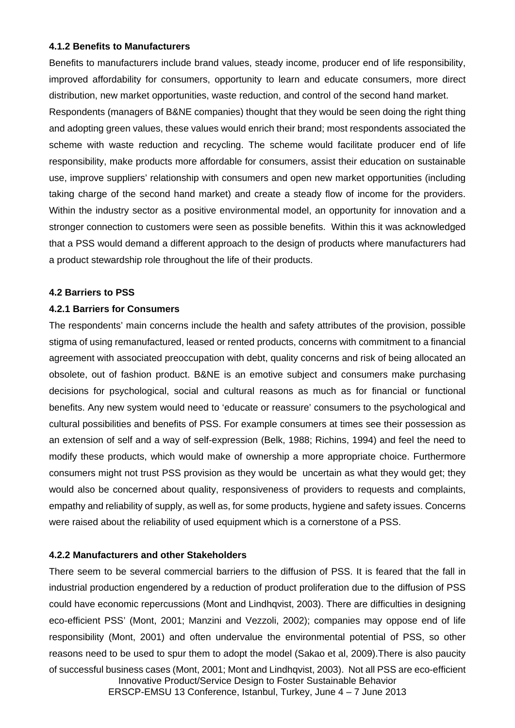#### 4.1.2 Benefits to Manufacturers

Benefits to manufacturers include brand values, steady income, producer end of life responsibility, improved affordability for consumers, opportunity to learn and educate consumers, more direct distribution, new market opportunities, waste reduction, and control of the second hand market. Respondents (managers of B&NE companies) thought that they would be seen doing the right thing and adopting green values, these values would enrich their brand; most respondents associated the scheme with waste reduction and recycling. The scheme would facilitate producer end of life responsibility, make products more affordable for consumers, assist their education on sustainable use, improve suppliers' relationship with consumers and open new market opportunities (including taking charge of the second hand market) and create a steady flow of income for the providers. Within the industry sector as a positive environmental model, an opportunity for innovation and a stronger connection to customers were seen as possible benefits. Within this it was acknowledged that a PSS would demand a different approach to the design of products where manufacturers had a product stewardship role throughout the life of their products.

### 4.2 Barriers to PSS

#### 4.2.1 Barriers for Consumers

The respondents' main concerns include the health and safety attributes of the provision, possible stigma of using remanufactured, leased or rented products, concerns with commitment to a financial agreement with associated preoccupation with debt, quality concerns and risk of being allocated an obsolete, out of fashion product. B&NE is an emotive subject and consumers make purchasing decisions for psychological, social and cultural reasons as much as for financial or functional benefits. Any new system would need to 'educate or reassure' consumers to the psychological and cultural possibilities and benefits of PSS. For example consumers at times see their possession as an extension of self and a way of self-expression (Belk, 1988; Richins, 1994) and feel the need to modify these products, which would make of ownership a more appropriate choice. Furthermore consumers might not trust PSS provision as they would be uncertain as what they would get; they would also be concerned about quality, responsiveness of providers to requests and complaints, empathy and reliability of supply, as well as, for some products, hygiene and safety issues. Concerns were raised about the reliability of used equipment which is a cornerstone of a PSS.

#### 4.2.2 Manufacturers and other Stakeholders

There seem to be several commercial barriers to the diffusion of PSS. It is feared that the fall in industrial production engendered by a reduction of product proliferation due to the diffusion of PSS could have economic repercussions (Mont and Lindhqvist, 2003). There are difficulties in designing eco-efficient PSS' (Mont, 2001; Manzini and Vezzoli, 2002); companies may oppose end of life responsibility (Mont, 2001) and often undervalue the environmental potential of PSS, so other reasons need to be used to spur them to adopt the model (Sakao et al, 2009).There is also paucity of successful business cases (Mont, 2001; Mont and Lindhqvist, 2003). Not all PSS are eco-efficient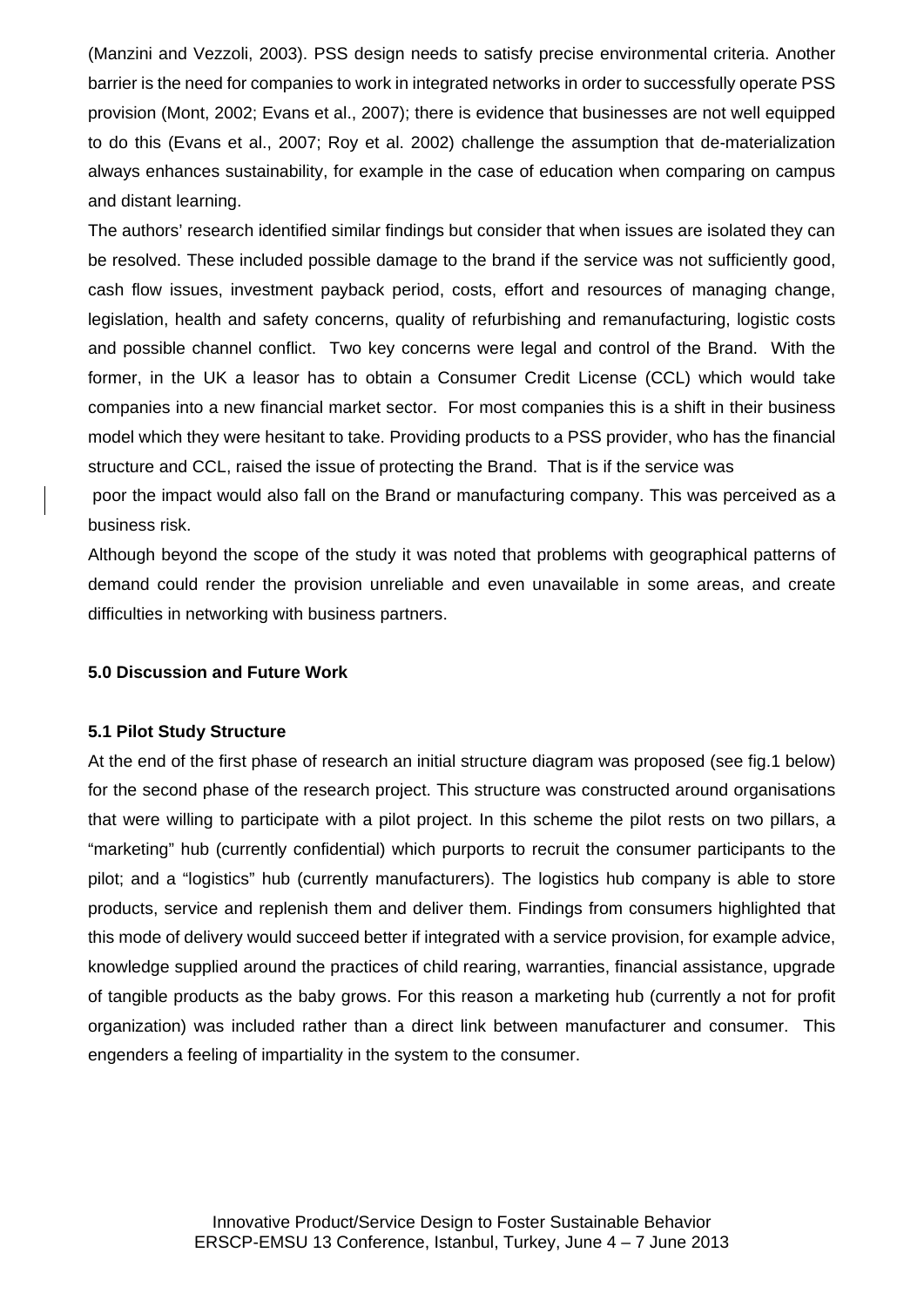(Manzini and Vezzoli, 2003). PSS design needs to satisfy precise environmental criteria. Another barrier is the need for companies to work in integrated networks in order to successfully operate PSS provision (Mont, 2002; Evans et al., 2007); there is evidence that businesses are not well equipped to do this (Evans et al., 2007; Roy et al. 2002) challenge the assumption that de-materialization always enhances sustainability, for example in the case of education when comparing on campus and distant learning.

The authors' research identified similar findings but consider that when issues are isolated they can be resolved. These included possible damage to the brand if the service was not sufficiently good, cash flow issues, investment payback period, costs, effort and resources of managing change, legislation, health and safety concerns, quality of refurbishing and remanufacturing, logistic costs and possible channel conflict. Two key concerns were legal and control of the Brand. With the former, in the UK a leasor has to obtain a Consumer Credit License (CCL) which would take companies into a new financial market sector. For most companies this is a shift in their business model which they were hesitant to take. Providing products to a PSS provider, who has the financial structure and CCL, raised the issue of protecting the Brand. That is if the service was poor the impact would also fall on the Brand or manufacturing company. This was perceived as a business risk.

Although beyond the scope of the study it was noted that problems with geographical patterns of demand could render the provision unreliable and even unavailable in some areas, and create difficulties in networking with business partners.

## 5.0 Discussion and Future Work

### 5.1 Pilot Study Structure

At the end of the first phase of research an initial structure diagram was proposed (see fig.1 below) for the second phase of the research project. This structure was constructed around organisations that were willing to participate with a pilot project. In this scheme the pilot rests on two pillars, a "marketing" hub (currently confidential) which purports to recruit the consumer participants to the pilot; and a "logistics" hub (currently manufacturers). The logistics hub company is able to store products, service and replenish them and deliver them. Findings from consumers highlighted that this mode of delivery would succeed better if integrated with a service provision, for example advice, knowledge supplied around the practices of child rearing, warranties, financial assistance, upgrade of tangible products as the baby grows. For this reason a marketing hub (currently a not for profit organization) was included rather than a direct link between manufacturer and consumer. This engenders a feeling of impartiality in the system to the consumer.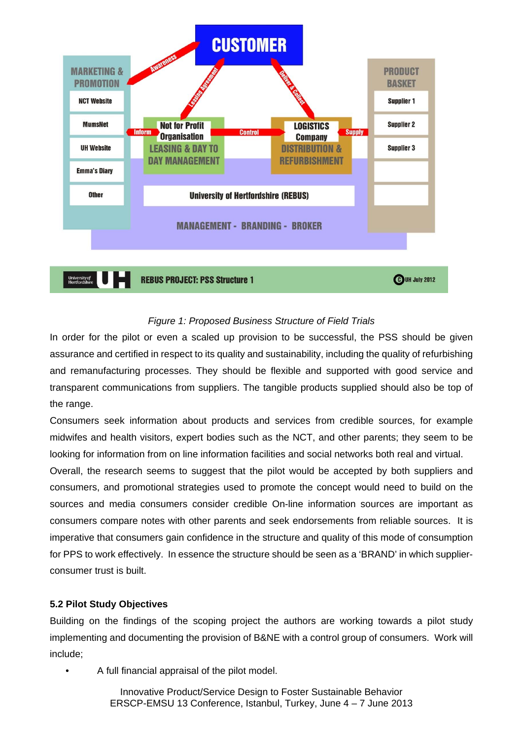*Figure 1: Proposed Business Structure of Field Trials*

In order for the pilot or even a scaled up provision to be successful, the PSS should be given assurance and certified in respect to its quality and sustainability, including the quality of refurbishing and remanufacturing processes. They should be flexible and supported with good service and transparent communications from suppliers. The tangible products supplied should also be top of the range.

Consumers seek information about products and services from credible sources, for example midwifes and health visitors, expert bodies such as the NCT, and other parents; they seem to be looking for information from on line information facilities and social networks both real and virtual.

Overall, the research seems to suggest that the pilot would be accepted by both suppliers and consumers, and promotional strategies used to promote the concept would need to build on the sources and media consumers consider credible On-line information sources are important as consumers compare notes with other parents and seek endorsements from reliable sources. It is imperative that consumers gain confidence in the structure and quality of this mode of consumption for PPS to work effectively. In essence the structure should be seen as a 'BRAND' in which supplier-consumer trust is built.

### 5.2 Pilot Study Objectives

Building on the findings of the scoping project the authors are working towards a pilot study implementing and documenting the provision of B&NE with a control group of consumers. Work will include;

- A full financial appraisal of the pilot model.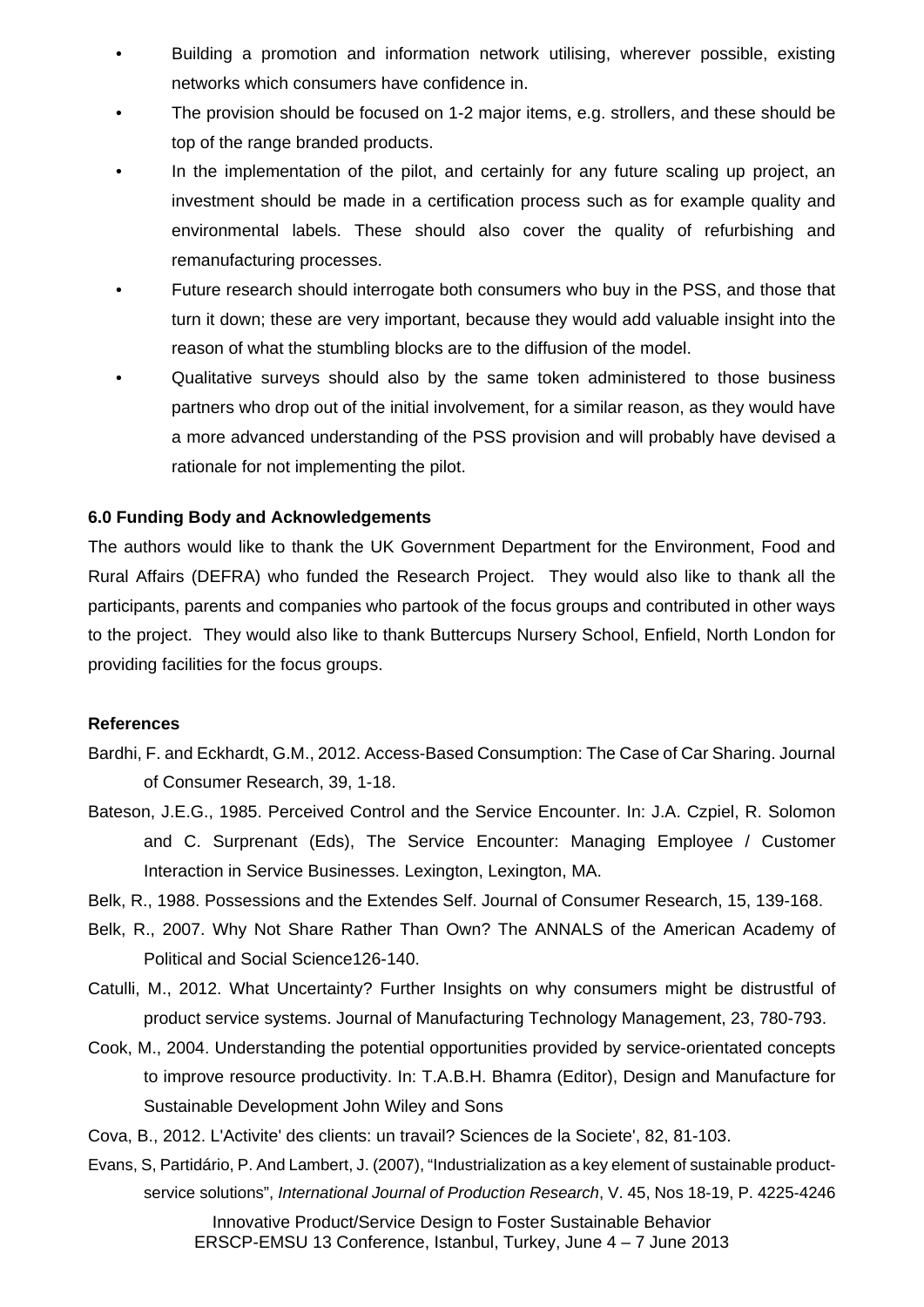- Building a promotion and information network utilising, wherever possible, existing networks which consumers have confidence in.
- The provision should be focused on 1-2 major items, e.g. strollers, and these should be top of the range branded products.
- In the implementation of the pilot, and certainly for any future scaling up project, an investment should be made in a certification process such as for example quality and environmental labels. These should also cover the quality of refurbishing and remanufacturing processes.
- Future research should interrogate both consumers who buy in the PSS, and those that turn it down; these are very important, because they would add valuable insight into the reason of what the stumbling blocks are to the diffusion of the model.
- Qualitative surveys should also by the same token administered to those business partners who drop out of the initial involvement, for a similar reason, as they would have a more advanced understanding of the PSS provision and will probably have devised a rationale for not implementing the pilot.

**6.0 Funding Body and Acknowledgements**

The authors would like to thank the UK Government Department for the Environment, Food and Rural Affairs (DEFRA) who funded the Research Project. They would also like to thank all the participants, parents and companies who partook of the focus groups and contributed in other ways to the project. They would also like to thank Buttercups Nursery School, Enfield, North London for providing facilities for the focus groups.

**References**

Bardhi, F. and Eckhardt, G.M., 2012. Access-Based Consumption: The Case of Car Sharing. Journal of Consumer Research, 39, 1-18.

Bateson, J.E.G., 1985. Perceived Control and the Service Encounter. In: J.A. Czpiel, R. Solomon and C. Surprenant (Eds), The Service Encounter: Managing Employee / Customer Interaction in Service Businesses. Lexington, Lexington, MA.

Belk, R., 1988. Possessions and the Extendes Self. Journal of Consumer Research, 15, 139-168.

Belk, R., 2007. Why Not Share Rather Than Own? The ANNALS of the American Academy of Political and Social Science126-140.

Catulli, M., 2012. What Uncertainty? Further Insights on why consumers might be distrustful of product service systems. Journal of Manufacturing Technology Management, 23, 780-793.

Cook, M., 2004. Understanding the potential opportunities provided by service-orientated concepts to improve resource productivity. In: T.A.B.H. Bhamra (Editor), Design and Manufacture for Sustainable Development John Wiley and Sons

Cova, B., 2012. L'Activite' des clients: un travail? Sciences de la Societe', 82, 81-103.

Evans, S, Partidário, P. And Lambert, J. (2007), "Industrialization as a key element of sustainable product-service solutions", *International Journal of Production Research*, V. 45, Nos 18-19, P. 4225-4246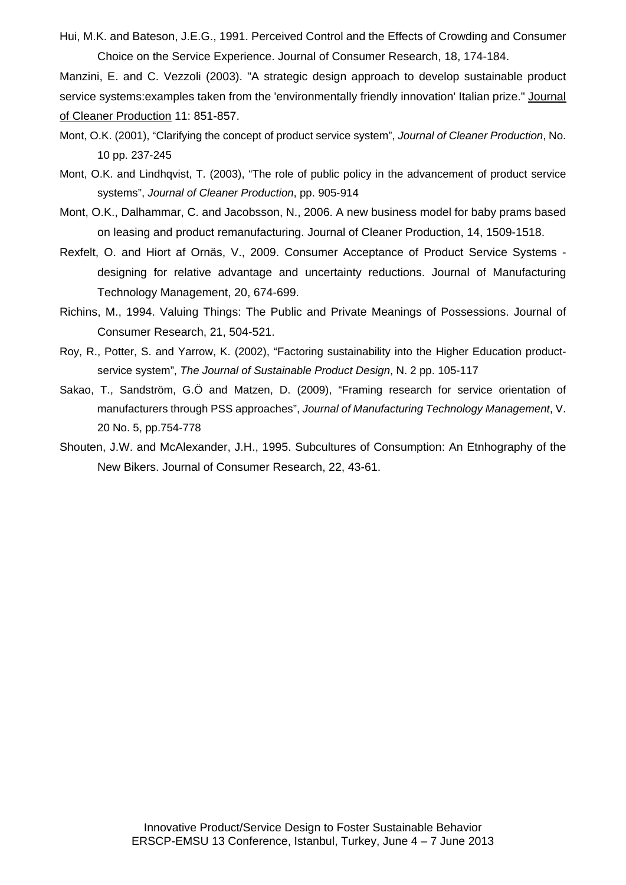Hui, M.K. and Bateson, J.E.G., 1991. Perceived Control and the Effects of Crowding and Consumer Choice on the Service Experience. Journal of Consumer Research, 18, 174-184.

Manzini, E. and C. Vezzoli (2003). "A strategic design approach to develop sustainable product service systems:examples taken from the 'environmentally friendly innovation' Italian prize." Journal of Cleaner Production 11: 851-857.

Mont, O.K. (2001), "Clarifying the concept of product service system", *Journal of Cleaner Production*, No. 10 pp. 237-245

Mont, O.K. and Lindhqvist, T. (2003), "The role of public policy in the advancement of product service systems", *Journal of Cleaner Production*, pp. 905-914

Mont, O.K., Dalhammar, C. and Jacobsson, N., 2006. A new business model for baby prams based on leasing and product remanufacturing. Journal of Cleaner Production, 14, 1509-1518.

Rexfelt, O. and Hiort af Ornäs, V., 2009. Consumer Acceptance of Product Service Systems - designing for relative advantage and uncertainty reductions. Journal of Manufacturing Technology Management, 20, 674-699.

Richins, M., 1994. Valuing Things: The Public and Private Meanings of Possessions. Journal of Consumer Research, 21, 504-521.

Roy, R., Potter, S. and Yarrow, K. (2002), "Factoring sustainability into the Higher Education product-service system", *The Journal of Sustainable Product Design*, N. 2 pp. 105-117

Sakao, T., Sandström, G.Ö and Matzen, D. (2009), "Framing research for service orientation of manufacturers through PSS approaches", *Journal of Manufacturing Technology Management*, V. 20 No. 5, pp.754-778

Shouten, J.W. and McAlexander, J.H., 1995. Subcultures of Consumption: An Etnhography of the New Bikers. Journal of Consumer Research, 22, 43-61.